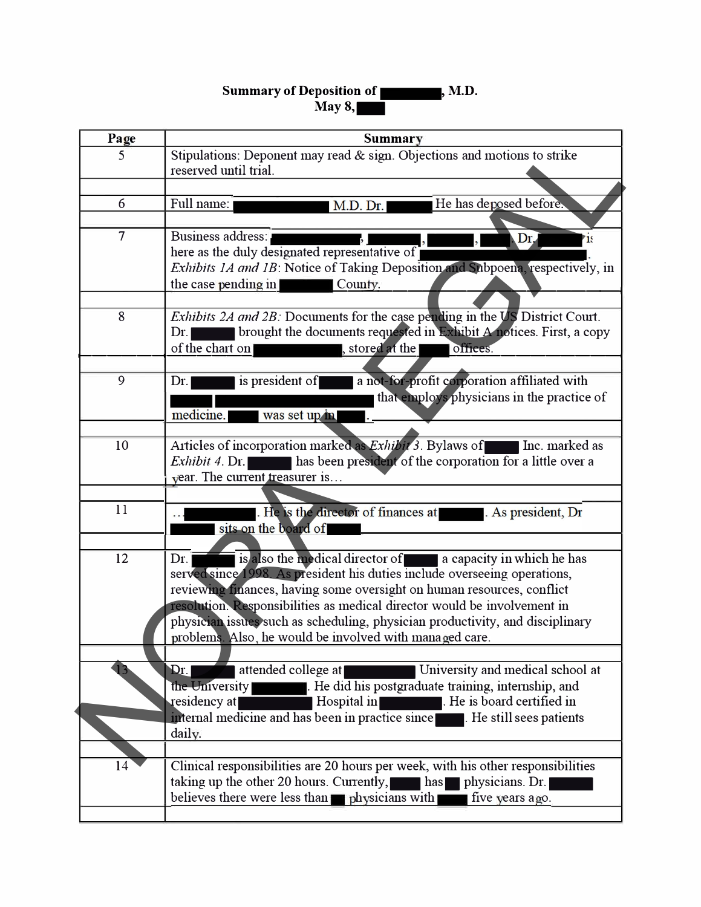**Summary of Deposition of ███, M.D.**
**May 8, ███**

| Page | Summary |
|---|---|
| 5 | Stipulations: Deponent may read & sign. Objections and motions to strike reserved until trial. |
| 6 | Full name: ███ M.D. Dr. ███ He has deposed before. |
| 7 | Business address: ███, ███, ███, ███. Dr. ███ is here as the duly designated representative of ███. *Exhibits 1A and 1B*: Notice of Taking Deposition and Subpoena, respectively, in the case pending in ███ County. |
| 8 | *Exhibits 2A and 2B:* Documents for the case pending in the US District Court. Dr. ███ brought the documents requested in Exhibit A notices. First, a copy of the chart on ███, stored at the ███ offices. |
| 9 | Dr. ███ is president of ███ a not-for-profit corporation affiliated with ███ ███ that employs physicians in the practice of medicine. ███ was set up in ███. |
| 10 | Articles of incorporation marked as *Exhibit 3*. Bylaws of ███ Inc. marked as *Exhibit 4*. Dr. ███ has been president of the corporation for a little over a year. The current treasurer is… |
| 11 | …███. He is the director of finances at ███. As president, Dr ███ sits on the board of ███ |
| 12 | Dr. ███ is also the medical director of ███ a capacity in which he has served since 1998. As president his duties include overseeing operations, reviewing finances, having some oversight on human resources, conflict resolution. Responsibilities as medical director would be involvement in physician issues such as scheduling, physician productivity, and disciplinary problems. Also, he would be involved with managed care. |
| 13 | Dr. ███ attended college at ███ University and medical school at the University ███. He did his postgraduate training, internship, and residency at ███ Hospital in ███. He is board certified in internal medicine and has been in practice since ███. He still sees patients daily. |
| 14 | Clinical responsibilities are 20 hours per week, with his other responsibilities taking up the other 20 hours. Currently, ███ has ███ physicians. Dr. ███ believes there were less than ███ physicians with ███ five years ago. |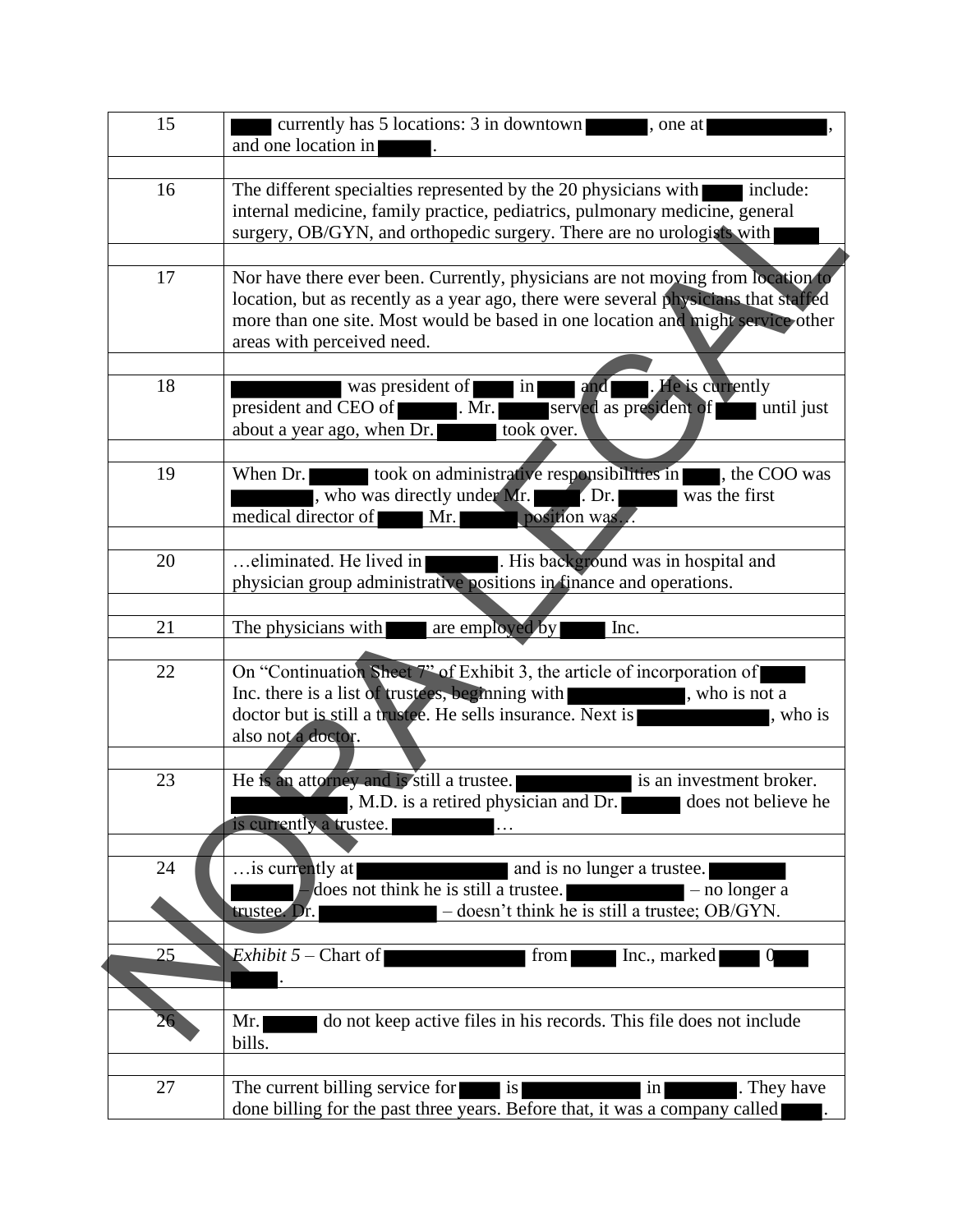| | |
|---|---|
| 15 | ████ currently has 5 locations: 3 in downtown ██████, one at ████████████, and one location in █████. |
| | |
| 16 | The different specialties represented by the 20 physicians with ████ include: internal medicine, family practice, pediatrics, pulmonary medicine, general surgery, OB/GYN, and orthopedic surgery. There are no urologists with ████ |
| | |
| 17 | Nor have there ever been. Currently, physicians are not moving from location to location, but as recently as a year ago, there were several physicians that staffed more than one site. Most would be based in one location and might service other areas with perceived need. |
| | |
| 18 | ██████████ was president of ████ in ████ and ████. He is currently president and CEO of ██████. Mr. █████ served as president of ████ until just about a year ago, when Dr. ██████ took over. |
| | |
| 19 | When Dr. ██████ took on administrative responsibilities in ████, the COO was ████████, who was directly under Mr. █████. Dr. ██████ was the first medical director of █████ Mr. ██████ position was… |
| | |
| 20 | …eliminated. He lived in ████████. His background was in hospital and physician group administrative positions in finance and operations. |
| | |
| 21 | The physicians with ████ are employed by █████ Inc. |
| | |
| 22 | On "Continuation Sheet 7" of Exhibit 3, the article of incorporation of ████ Inc. there is a list of trustees, beginning with ████████████, who is not a doctor but is still a trustee. He sells insurance. Next is █████████████, who is also not a doctor. |
| | |
| 23 | He is an attorney and is still a trustee. ████████████ is an investment broker. ████████████, M.D. is a retired physician and Dr. ██████ does not believe he is currently a trustee. ██████████… |
| | |
| 24 | …is currently at ███████████████ and is no lunger a trustee. ████████ ██████ – does not think he is still a trustee. ████████████ – no longer a trustee. Dr. ████████████ – doesn't think he is still a trustee; OB/GYN. |
| | |
| 25 | *Exhibit 5* – Chart of ██████████████ from █████ Inc., marked ████ 0███ █████. |
| | |
| 26 | Mr. █████ do not keep active files in his records. This file does not include bills. |
| | |
| 27 | The current billing service for ████ is ████████████ in ███████. They have done billing for the past three years. Before that, it was a company called ████. |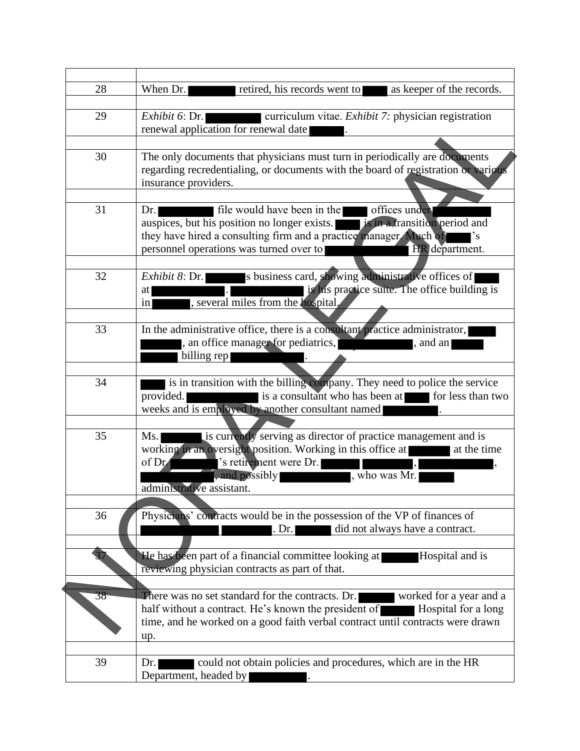| | |
|---|---|
| 28 | When Dr. ███ retired, his records went to ███ as keeper of the records. |
| | |
| 29 | *Exhibit 6*: Dr. ███ curriculum vitae. *Exhibit 7:* physician registration renewal application for renewal date ███. |
| | |
| 30 | The only documents that physicians must turn in periodically are documents regarding recredentialing, or documents with the board of registration or various insurance providers. |
| | |
| 31 | Dr. ███ file would have been in the ███ offices under ███ auspices, but his position no longer exists. ███ is in a transition period and they have hired a consulting firm and a practice manager. Much of ███'s personnel operations was turned over to ███ HR department. |
| | |
| 32 | *Exhibit 8*: Dr. ███s business card, showing administrative offices of ███ at ███. ███ is his practice suite. The office building is in ███, several miles from the hospital. |
| | |
| 33 | In the administrative office, there is a consultant practice administrator, ███ ███, an office manager for pediatrics, ███, and an ███ ███ billing rep ███. |
| | |
| 34 | ███ is in transition with the billing company. They need to police the service provided. ███ is a consultant who has been at ███ for less than two weeks and is employed by another consultant named ███. |
| | |
| 35 | Ms. ███ is currently serving as director of practice management and is working in an oversight position. Working in this office at ███ at the time of Dr. ███'s retirement were Dr. ███ ███, ███, ███, and possibly ███, who was Mr. ███ administrative assistant. |
| | |
| 36 | Physicians' contracts would be in the possession of the VP of finances of ███ ███. Dr. ███ did not always have a contract. |
| | |
| 37 | He has been part of a financial committee looking at ███ Hospital and is reviewing physician contracts as part of that. |
| | |
| 38 | There was no set standard for the contracts. Dr. ███ worked for a year and a half without a contract. He's known the president of ███ Hospital for a long time, and he worked on a good faith verbal contract until contracts were drawn up. |
| | |
| 39 | Dr. ███ could not obtain policies and procedures, which are in the HR Department, headed by ███. |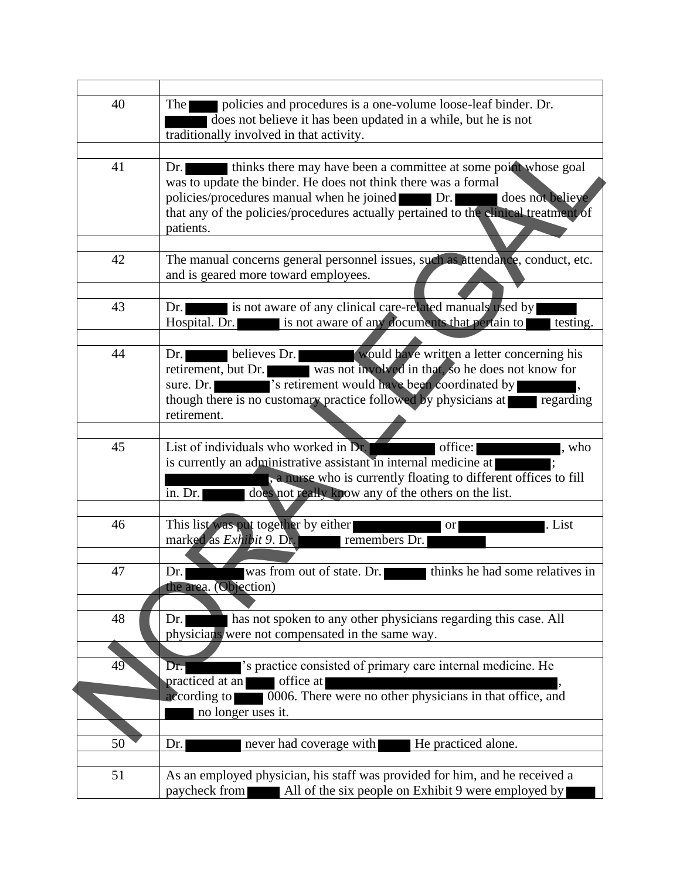| | |
|---|---|
| 40 | The policies and procedures is a one-volume loose-leaf binder. Dr. does not believe it has been updated in a while, but he is not traditionally involved in that activity. |
| | |
| 41 | Dr. thinks there may have been a committee at some point whose goal was to update the binder. He does not think there was a formal policies/procedures manual when he joined Dr. does not believe that any of the policies/procedures actually pertained to the clinical treatment of patients. |
| | |
| 42 | The manual concerns general personnel issues, such as attendance, conduct, etc. and is geared more toward employees. |
| | |
| 43 | Dr. is not aware of any clinical care-related manuals used by Hospital. Dr. is not aware of any documents that pertain to testing. |
| | |
| 44 | Dr. believes Dr. would have written a letter concerning his retirement, but Dr. was not involved in that, so he does not know for sure. Dr. 's retirement would have been coordinated by , though there is no customary practice followed by physicians at regarding retirement. |
| | |
| 45 | List of individuals who worked in Dr. office: , who is currently an administrative assistant in internal medicine at ; , a nurse who is currently floating to different offices to fill in. Dr. does not really know any of the others on the list. |
| | |
| 46 | This list was put together by either or . List marked as *Exhibit 9*. Dr. remembers Dr. |
| | |
| 47 | Dr. was from out of state. Dr. thinks he had some relatives in the area. (Objection) |
| | |
| 48 | Dr. has not spoken to any other physicians regarding this case. All physicians were not compensated in the same way. |
| | |
| 49 | Dr. 's practice consisted of primary care internal medicine. He practiced at an office at , according to 0006. There were no other physicians in that office, and no longer uses it. |
| | |
| 50 | Dr. never had coverage with He practiced alone. |
| | |
| 51 | As an employed physician, his staff was provided for him, and he received a paycheck from All of the six people on Exhibit 9 were employed by |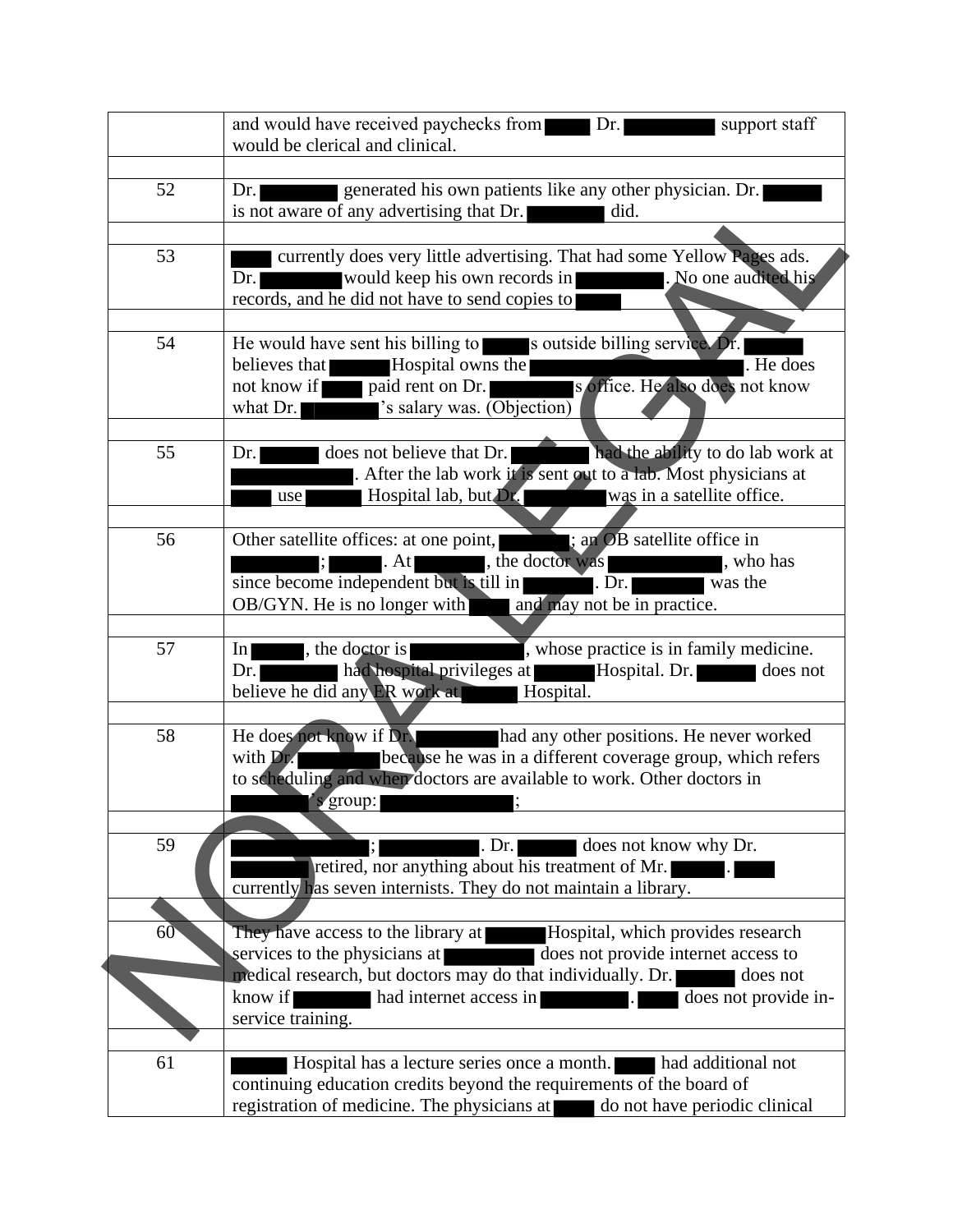| | |
|---|---|
| | and would have received paychecks from ████ Dr. ████ support staff would be clerical and clinical. |
| | |
| 52 | Dr. ████ generated his own patients like any other physician. Dr. ████ is not aware of any advertising that Dr. ████ did. |
| | |
| 53 | ████ currently does very little advertising. That had some Yellow Pages ads. Dr. ████ would keep his own records in ████. No one audited his records, and he did not have to send copies to ████ |
| | |
| 54 | He would have sent his billing to ████s outside billing service. Dr. ████ believes that ████ Hospital owns the ████. He does not know if ████ paid rent on Dr. ████s office. He also does not know what Dr. ████'s salary was. (Objection) |
| | |
| 55 | Dr. ████ does not believe that Dr. ████ had the ability to do lab work at ████. After the lab work it is sent out to a lab. Most physicians at ████ use ████ Hospital lab, but Dr. ████ was in a satellite office. |
| | |
| 56 | Other satellite offices: at one point, ████; an OB satellite office in ████; ████. At ████, the doctor was ████, who has since become independent but is till in ████. Dr. ████ was the OB/GYN. He is no longer with ████ and may not be in practice. |
| | |
| 57 | In ████, the doctor is ████, whose practice is in family medicine. Dr. ████ had hospital privileges at ████ Hospital. Dr. ████ does not believe he did any ER work at ████ Hospital. |
| | |
| 58 | He does not know if Dr. ████ had any other positions. He never worked with Dr. ████ because he was in a different coverage group, which refers to scheduling and when doctors are available to work. Other doctors in ████'s group: ████; |
| | |
| 59 | ████; ████. Dr. ████ does not know why Dr. ████ retired, nor anything about his treatment of Mr. ████. ████ currently has seven internists. They do not maintain a library. |
| | |
| 60 | They have access to the library at ████ Hospital, which provides research services to the physicians at ████ does not provide internet access to medical research, but doctors may do that individually. Dr. ████ does not know if ████ had internet access in ████. ████ does not provide in-service training. |
| | |
| 61 | ████ Hospital has a lecture series once a month. ████ had additional not continuing education credits beyond the requirements of the board of registration of medicine. The physicians at ████ do not have periodic clinical |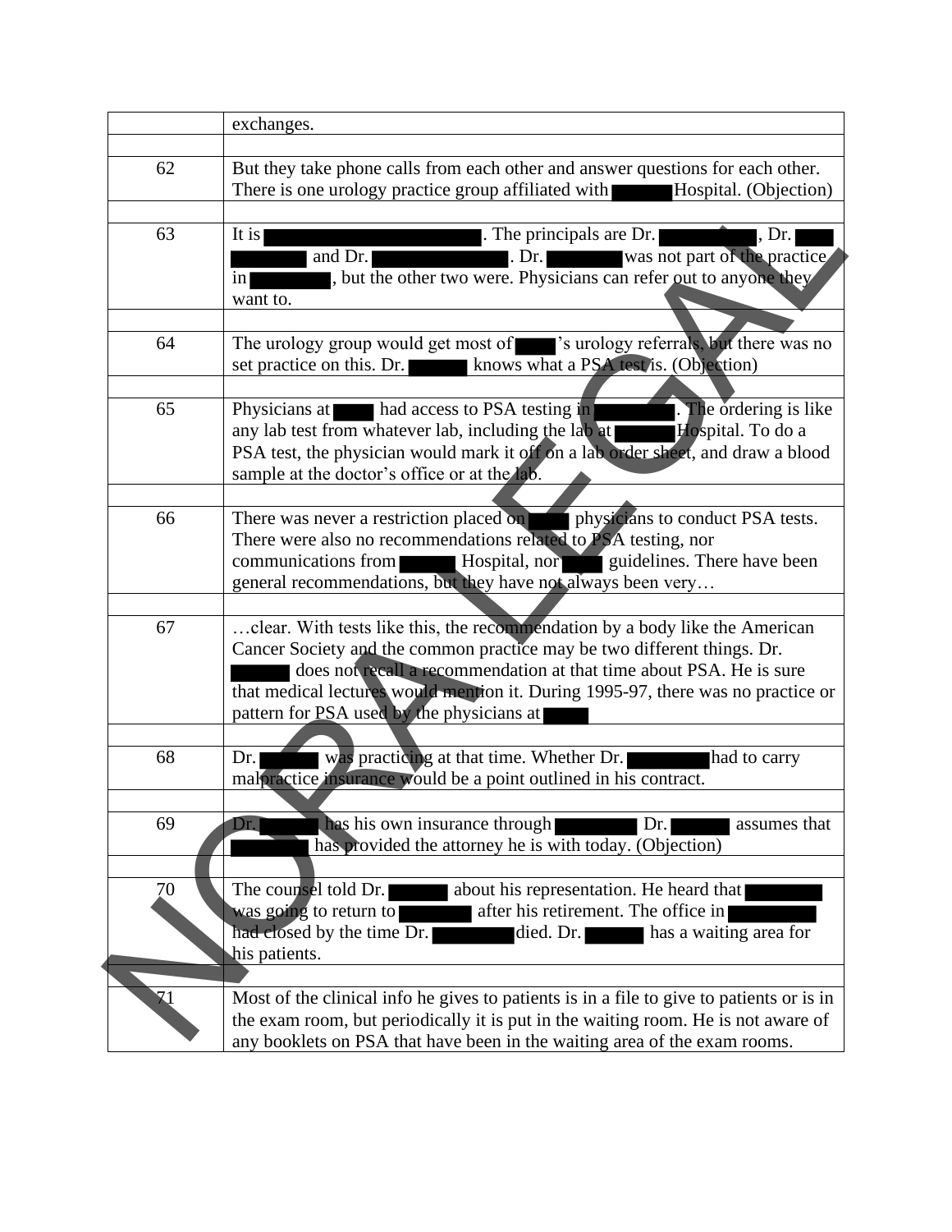| | |
|---|---|
| | exchanges. |
| | |
| 62 | But they take phone calls from each other and answer questions for each other. There is one urology practice group affiliated with ██████ Hospital. (Objection) |
| | |
| 63 | It is ████████████████████. The principals are Dr. ██████████, Dr. ██████████ and Dr. ████████████. Dr. ████████ was not part of the practice in ████████, but the other two were. Physicians can refer out to anyone they want to. |
| | |
| 64 | The urology group would get most of █████'s urology referrals, but there was no set practice on this. Dr. ██████ knows what a PSA test is. (Objection) |
| | |
| 65 | Physicians at █████ had access to PSA testing in ████████. The ordering is like any lab test from whatever lab, including the lab at ██████ Hospital. To do a PSA test, the physician would mark it off on a lab order sheet, and draw a blood sample at the doctor's office or at the lab. |
| | |
| 66 | There was never a restriction placed on █████ physicians to conduct PSA tests. There were also no recommendations related to PSA testing, nor communications from ██████ Hospital, nor █████ guidelines. There have been general recommendations, but they have not always been very… |
| | |
| 67 | …clear. With tests like this, the recommendation by a body like the American Cancer Society and the common practice may be two different things. Dr. ██████ does not recall a recommendation at that time about PSA. He is sure that medical lectures would mention it. During 1995-97, there was no practice or pattern for PSA used by the physicians at █████ |
| | |
| 68 | Dr. ██████ was practicing at that time. Whether Dr. ████████ had to carry malpractice insurance would be a point outlined in his contract. |
| | |
| 69 | Dr. ██████ has his own insurance through ████████. Dr. ██████ assumes that ████████ has provided the attorney he is with today. (Objection) |
| | |
| 70 | The counsel told Dr. ██████ about his representation. He heard that ████████ was going to return to ████████ after his retirement. The office in ████████ had closed by the time Dr. ████████ died. Dr. ██████ has a waiting area for his patients. |
| | |
| 71 | Most of the clinical info he gives to patients is in a file to give to patients or is in the exam room, but periodically it is put in the waiting room. He is not aware of any booklets on PSA that have been in the waiting area of the exam rooms. |